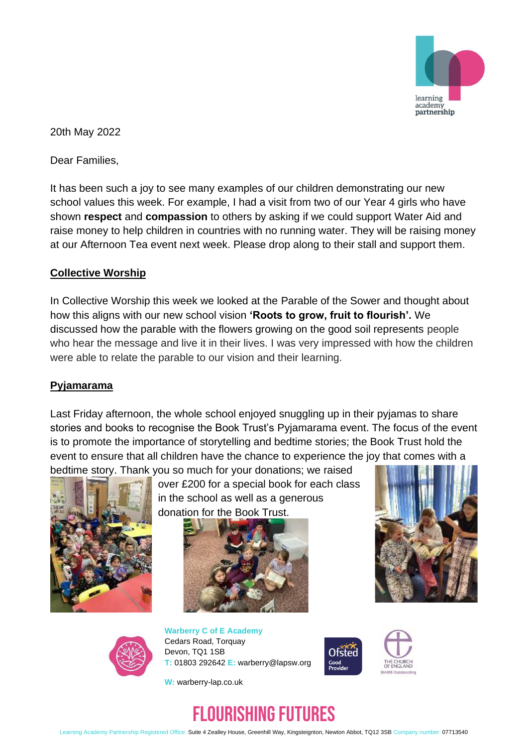20th May 2022

Dear Families,

It has been such a joy to see many examples of our children demonstrating our new school values this week. For example, I had a visit from two of our Year 4 girls who have shown **respect** and **compassion** to others by asking if we could support Water Aid and raise money to help children in countries with no running water. They will be raising money at our Afternoon Tea event next week. Please drop along to their stall and support them.

## Collective Worship

In Collective Worship this week we looked at the Parable of the Sower and thought about how this aligns with our new school vision **'Roots to grow, fruit to flourish'.** We discussed how the parable with the flowers growing on the good soil represents people who hear the message and live it in their lives. I was very impressed with how the children were able to relate the parable to our vision and their learning.

## Pyjamarama

Last Friday afternoon, the whole school enjoyed snuggling up in their pyjamas to share stories and books to recognise the Book Trust's Pyjamarama event. The focus of the event is to promote the importance of storytelling and bedtime stories; the Book Trust hold the event to ensure that all children have the chance to experience the joy that comes with a bedtime story. Thank you so much for your donations; we raised over £200 for a special book for each class in the school as well as a generous donation for the Book Trust.

**Warberry C of E Academy**
Cedars Road, Torquay
Devon, TQ1 1SB
T: 01803 292642 E: warberry@lapsw.org
W: warberry-lap.co.uk

# FLOURISHING FUTURES

Learning Academy Partnership Registered Office: Suite 4 Zealley House, Greenhill Way, Kingsteignton, Newton Abbot, TQ12 3SB Company number: 07713540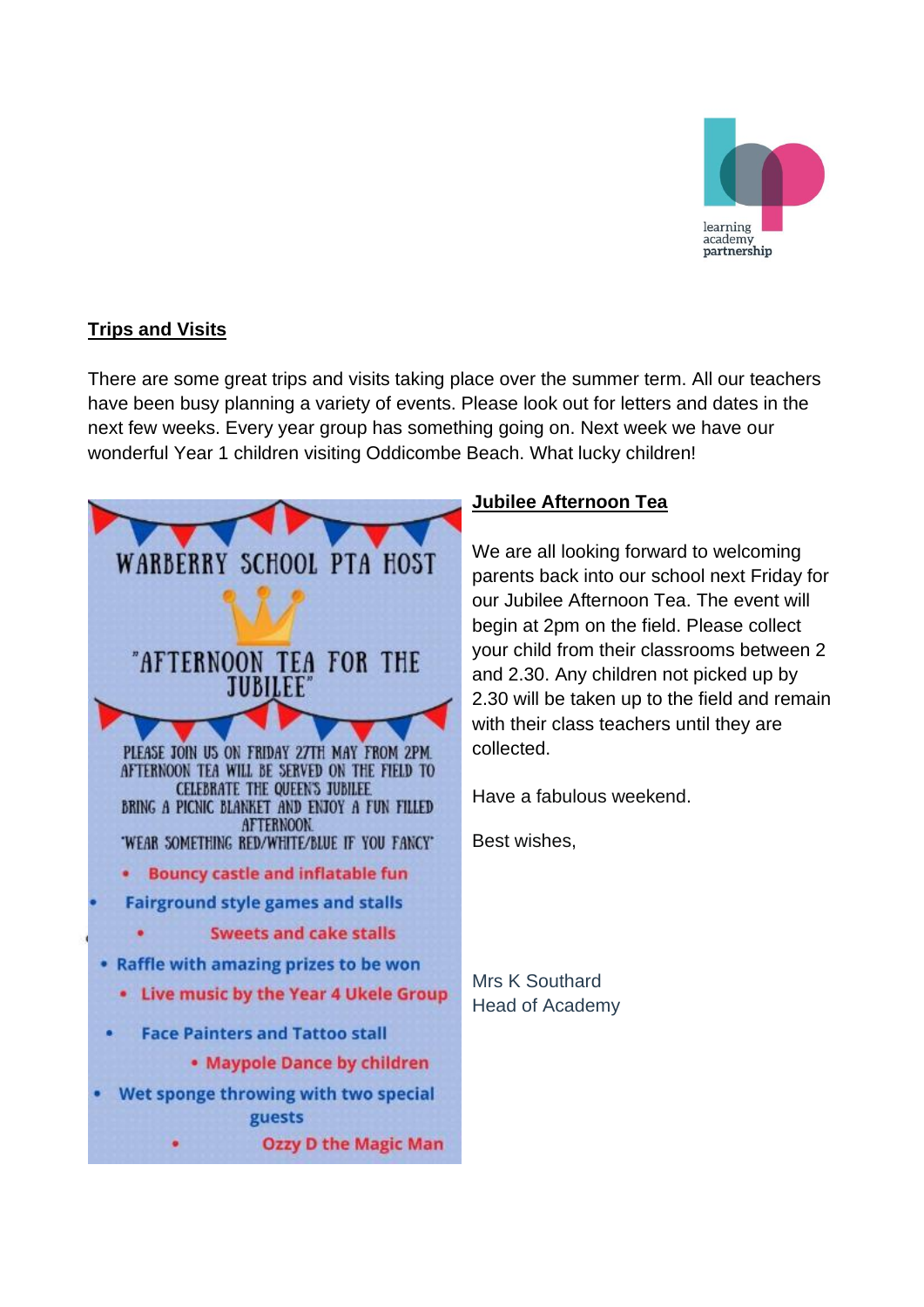## Trips and Visits

There are some great trips and visits taking place over the summer term. All our teachers have been busy planning a variety of events. Please look out for letters and dates in the next few weeks. Every year group has something going on. Next week we have our wonderful Year 1 children visiting Oddicombe Beach. What lucky children!

WARBERRY SCHOOL PTA HOST

"AFTERNOON TEA FOR THE JUBILEE"

PLEASE JOIN US ON FRIDAY 27TH MAY FROM 2PM. AFTERNOON TEA WILL BE SERVED ON THE FIELD TO CELEBRATE THE QUEEN'S JUBILEE. BRING A PICNIC BLANKET AND ENJOY A FUN FILLED AFTERNOON. "WEAR SOMETHING RED/WHITE/BLUE IF YOU FANCY"

- Bouncy castle and inflatable fun
- Fairground style games and stalls
- Sweets and cake stalls
- Raffle with amazing prizes to be won
- Live music by the Year 4 Ukele Group
- Face Painters and Tattoo stall
- Maypole Dance by children
- Wet sponge throwing with two special guests
- Ozzy D the Magic Man

## Jubilee Afternoon Tea

We are all looking forward to welcoming parents back into our school next Friday for our Jubilee Afternoon Tea. The event will begin at 2pm on the field. Please collect your child from their classrooms between 2 and 2.30. Any children not picked up by 2.30 will be taken up to the field and remain with their class teachers until they are collected.

Have a fabulous weekend.

Best wishes,

Mrs K Southard
Head of Academy